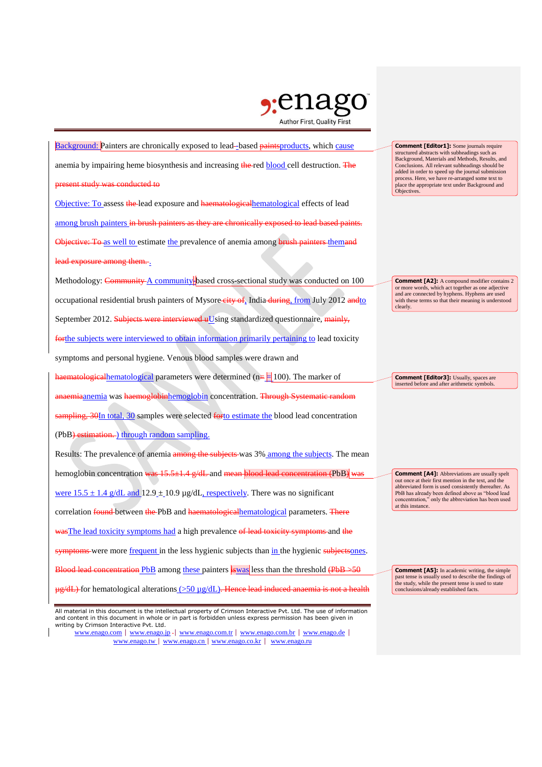Background: Painters are chronically exposed to lead~~-~~based ~~paints~~products, which cause anemia by impairing heme biosynthesis and increasing ~~the~~ red blood cell destruction. ~~The present study was conducted to~~

Objective: To assess ~~the~~ lead exposure and ~~haematological~~hematological effects of lead among brush painters ~~in brush painters as they are chronically exposed to lead based paints.~~ ~~Objective: To~~ as well to estimate the prevalence of anemia among ~~brush painters~~ them~~and lead exposure among them.~~ .

Methodology: ~~Community~~ A community-based cross-sectional study was conducted on 100 occupational residential brush painters of Mysore~~ city of~~, India~~ during~~, from July 2012 ~~and~~to September 2012. ~~Subjects were interviewed u~~Using standardized questionnaire, ~~mainly,~~ ~~for~~the subjects were interviewed to obtain information primarily pertaining to lead toxicity symptoms and personal hygiene. Venous blood samples were drawn and ~~haematological~~hematological parameters were determined (n~~=~~ = 100). The marker of ~~anaemia~~anemia was ~~haemoglobin~~hemoglobin concentration. ~~Through Systematic random sampling, 30~~In total, 30 samples were selected ~~for~~to estimate the blood lead concentration (PbB~~) estimation.~~) through random sampling.

Results: The prevalence of anemia ~~among the subjects~~ was 3% among the subjects. The mean hemoglobin concentration ~~was 15.5±1.4 g/dL~~ and ~~mean~~ ~~blood lead concentration (~~PbB~~)~~ ~~was~~ were 15.5 ± 1.4 g/dL and 12.9 ± 10.9 µg/dL, respectively. There was no significant correlation ~~found~~ between ~~the~~ PbB and ~~haematological~~hematological parameters. ~~There was~~The lead toxicity symptoms had a high prevalence ~~of lead toxicity symptoms~~ and ~~the symptoms~~ were more frequent in the less hygienic subjects than in the hygienic ~~subjects~~ones. ~~Blood lead concentration~~ PbB among these painters ~~is~~was less than the threshold ~~(PbB >50 µg/dL)~~ for hematological alterations (>50 µg/dL)~~. Hence lead induced anaemia is not a health~~

---

**Comment [Editor1]:** Some journals require structured abstracts with subheadings such as Background, Materials and Methods, Results, and Conclusions. All relevant subheadings should be added in order to speed up the journal submission process. Here, we have re-arranged some text to place the appropriate text under Background and Objectives.

**Comment [A2]:** A compound modifier contains 2 or more words, which act together as one adjective and are connected by hyphens. Hyphens are used with these terms so that their meaning is understood clearly.

**Comment [Editor3]:** Usually, spaces are inserted before and after arithmetic symbols.

**Comment [A4]:** Abbreviations are usually spelt out once at their first mention in the text, and the abbreviated form is used consistently thereafter. As PbB has already been defined above as "blood lead concentration," only the abbreviation has been used at this instance.

**Comment [A5]:** In academic writing, the simple past tense is usually used to describe the findings of the study, while the present tense is used to state conclusions/already established facts.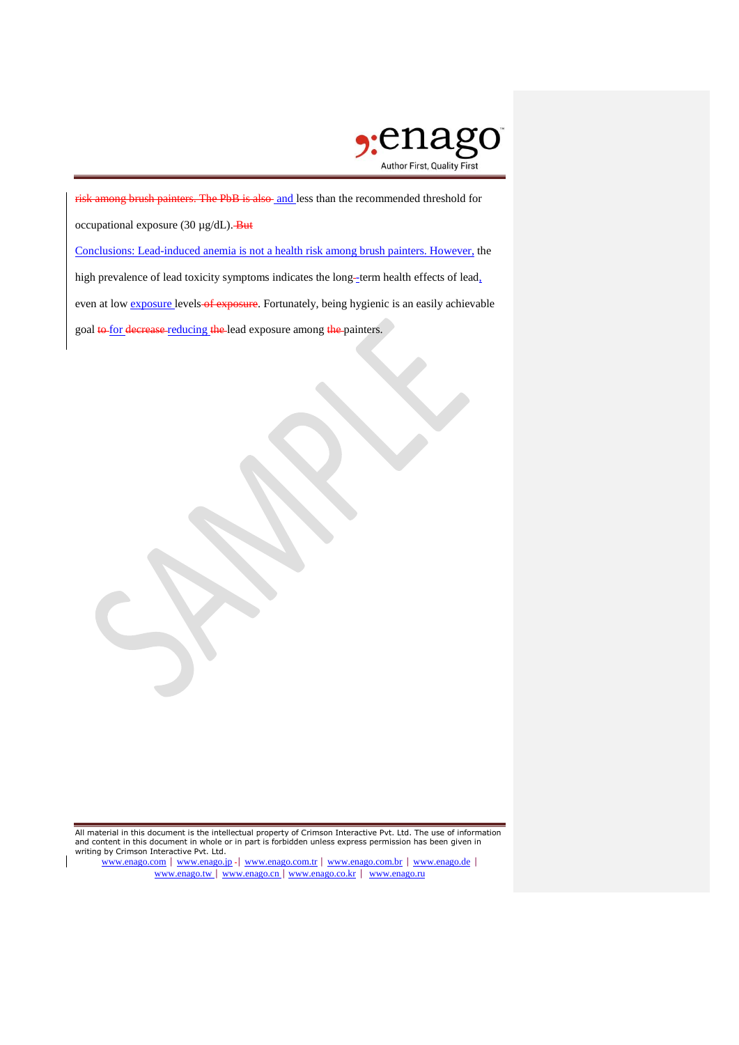risk among brush painters. The PbB is also and less than the recommended threshold for occupational exposure (30 µg/dL). But

Conclusions: Lead-induced anemia is not a health risk among brush painters. However, the high prevalence of lead toxicity symptoms indicates the long-term health effects of lead, even at low exposure levels of exposure. Fortunately, being hygienic is an easily achievable goal to for decrease reducing the lead exposure among the painters.